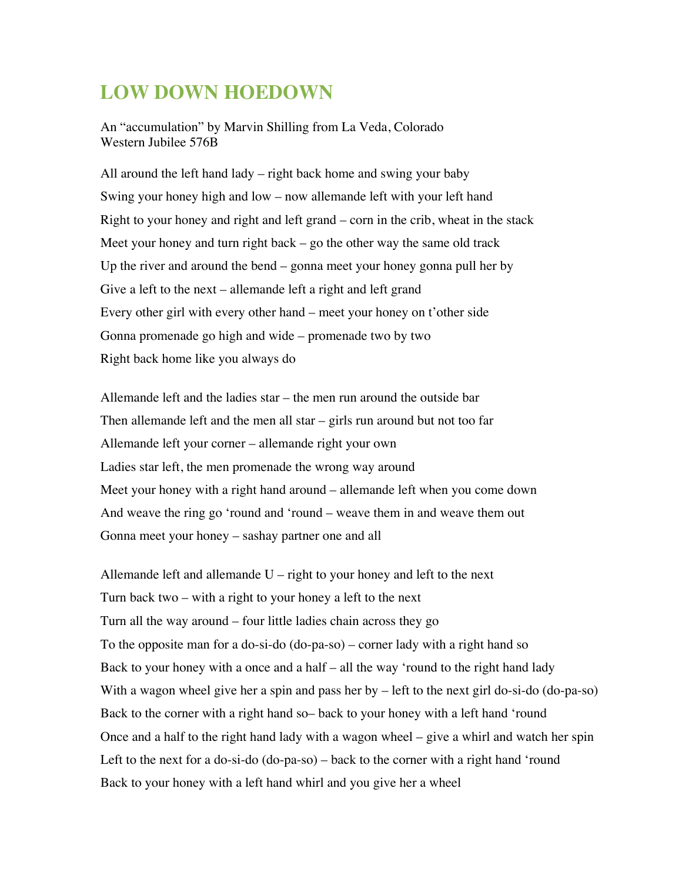# LOW DOWN HOEDOWN

An "accumulation" by Marvin Shilling from La Veda, Colorado
Western Jubilee 576B

All around the left hand lady – right back home and swing your baby

Swing your honey high and low – now allemande left with your left hand

Right to your honey and right and left grand – corn in the crib, wheat in the stack

Meet your honey and turn right back – go the other way the same old track

Up the river and around the bend – gonna meet your honey gonna pull her by

Give a left to the next – allemande left a right and left grand

Every other girl with every other hand – meet your honey on t'other side

Gonna promenade go high and wide – promenade two by two

Right back home like you always do

Allemande left and the ladies star – the men run around the outside bar

Then allemande left and the men all star – girls run around but not too far

Allemande left your corner – allemande right your own

Ladies star left, the men promenade the wrong way around

Meet your honey with a right hand around – allemande left when you come down

And weave the ring go 'round and 'round – weave them in and weave them out

Gonna meet your honey – sashay partner one and all

Allemande left and allemande U – right to your honey and left to the next

Turn back two – with a right to your honey a left to the next

Turn all the way around – four little ladies chain across they go

To the opposite man for a do-si-do (do-pa-so) – corner lady with a right hand so

Back to your honey with a once and a half – all the way 'round to the right hand lady

With a wagon wheel give her a spin and pass her by – left to the next girl do-si-do (do-pa-so)

Back to the corner with a right hand so– back to your honey with a left hand 'round

Once and a half to the right hand lady with a wagon wheel – give a whirl and watch her spin

Left to the next for a do-si-do (do-pa-so) – back to the corner with a right hand 'round

Back to your honey with a left hand whirl and you give her a wheel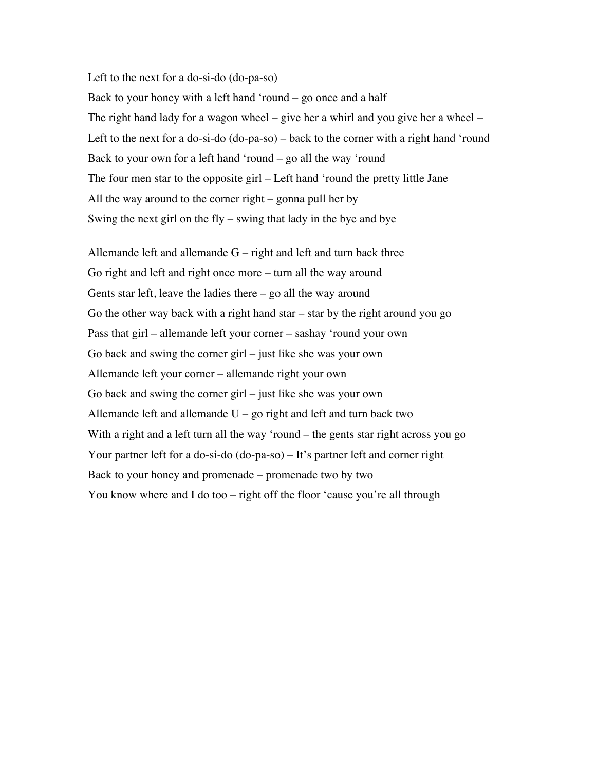Left to the next for a do-si-do (do-pa-so)

Back to your honey with a left hand 'round – go once and a half

The right hand lady for a wagon wheel – give her a whirl and you give her a wheel –

Left to the next for a do-si-do (do-pa-so) – back to the corner with a right hand 'round

Back to your own for a left hand 'round – go all the way 'round

The four men star to the opposite girl – Left hand 'round the pretty little Jane

All the way around to the corner right – gonna pull her by

Swing the next girl on the fly – swing that lady in the bye and bye

Allemande left and allemande G – right and left and turn back three

Go right and left and right once more – turn all the way around

Gents star left, leave the ladies there – go all the way around

Go the other way back with a right hand star – star by the right around you go

Pass that girl – allemande left your corner – sashay 'round your own

Go back and swing the corner girl – just like she was your own

Allemande left your corner – allemande right your own

Go back and swing the corner girl – just like she was your own

Allemande left and allemande U – go right and left and turn back two

With a right and a left turn all the way 'round – the gents star right across you go

Your partner left for a do-si-do (do-pa-so) – It's partner left and corner right

Back to your honey and promenade – promenade two by two

You know where and I do too – right off the floor 'cause you're all through